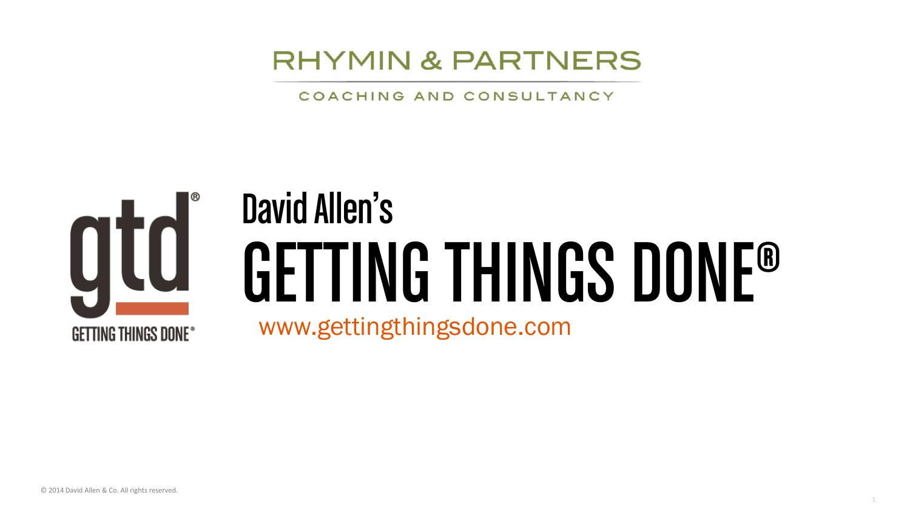RHYMIN & PARTNERS

COACHING AND CONSULTANCY

gtd®

GETTING THINGS DONE®

# David Allen's GETTING THINGS DONE®

www.gettingthingsdone.com

© 2014 David Allen & Co. All rights reserved.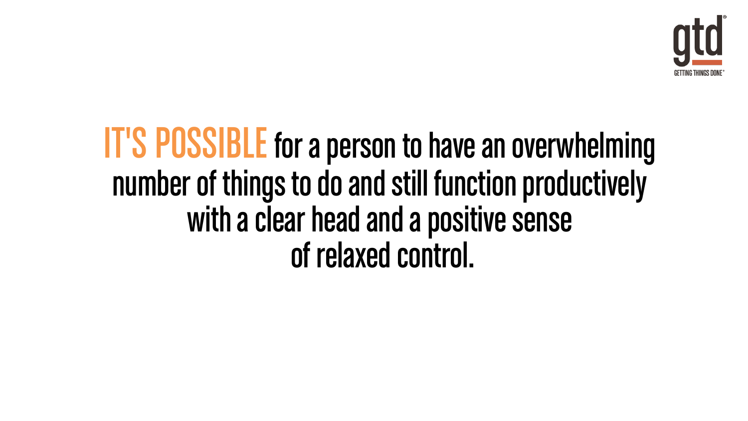**IT'S POSSIBLE** for a person to have an overwhelming number of things to do and still function productively with a clear head and a positive sense of relaxed control.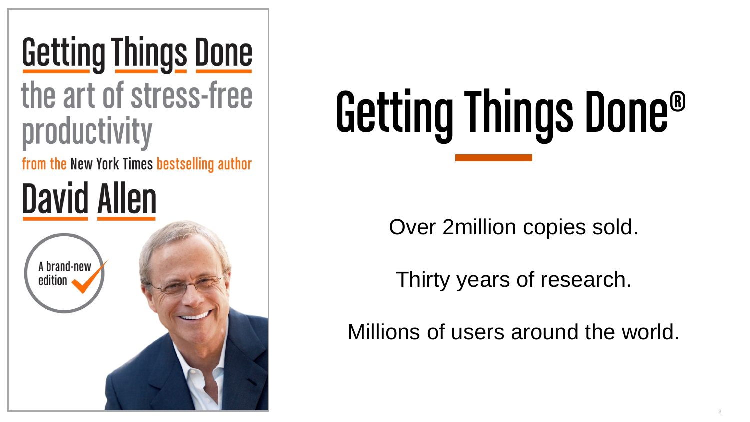Getting Things Done
the art of stress-free productivity
from the New York Times bestselling author
David Allen

A brand-new edition

# Getting Things Done®

Over 2million copies sold.

Thirty years of research.

Millions of users around the world.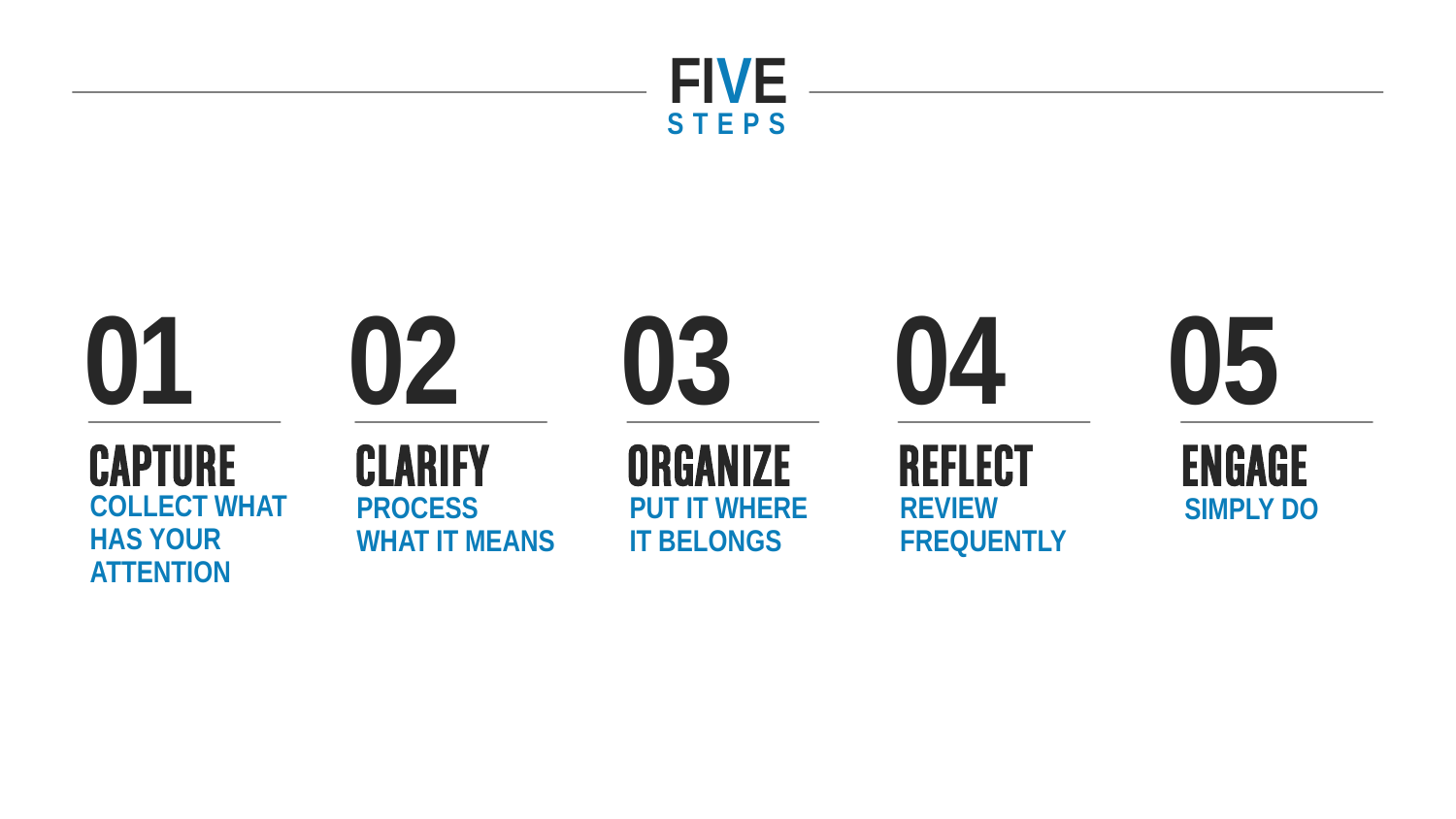# FIVE STEPS

## 01

### CAPTURE

COLLECT WHAT HAS YOUR ATTENTION

## 02

### CLARIFY

PROCESS WHAT IT MEANS

## 03

### ORGANIZE

PUT IT WHERE IT BELONGS

## 04

### REFLECT

REVIEW FREQUENTLY

## 05

### ENGAGE

SIMPLY DO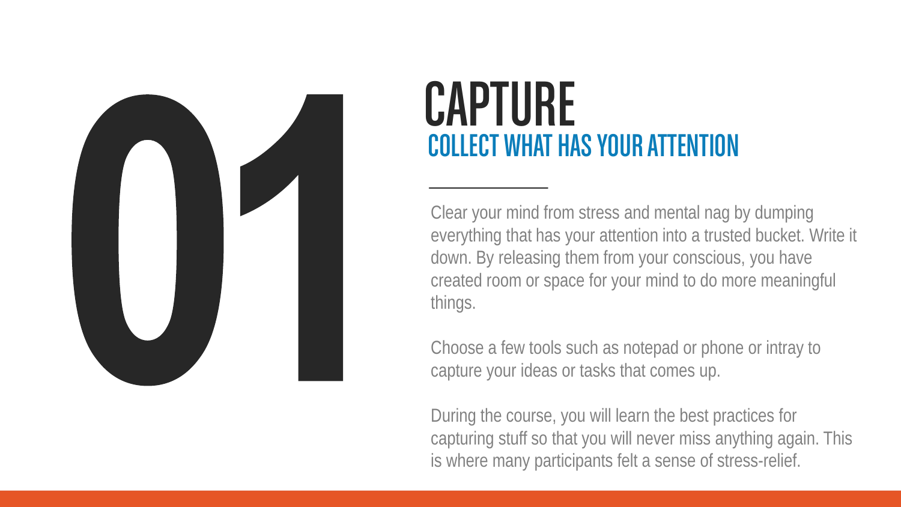# 01

# CAPTURE

## COLLECT WHAT HAS YOUR ATTENTION

---

Clear your mind from stress and mental nag by dumping everything that has your attention into a trusted bucket. Write it down. By releasing them from your conscious, you have created room or space for your mind to do more meaningful things.

Choose a few tools such as notepad or phone or intray to capture your ideas or tasks that comes up.

During the course, you will learn the best practices for capturing stuff so that you will never miss anything again. This is where many participants felt a sense of stress-relief.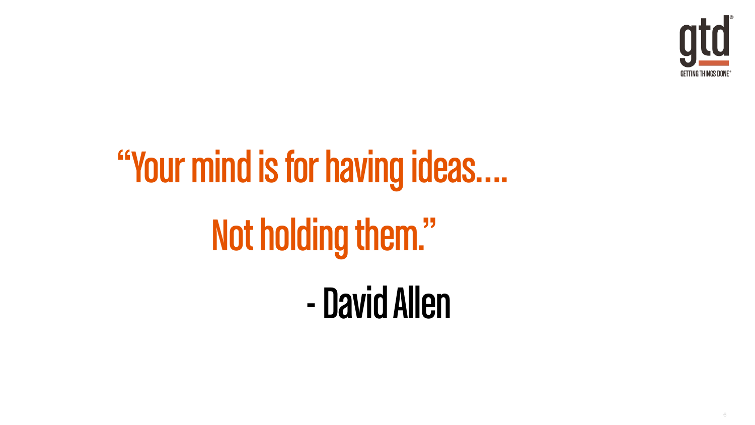“Your mind is for having ideas….

Not holding them.”

- David Allen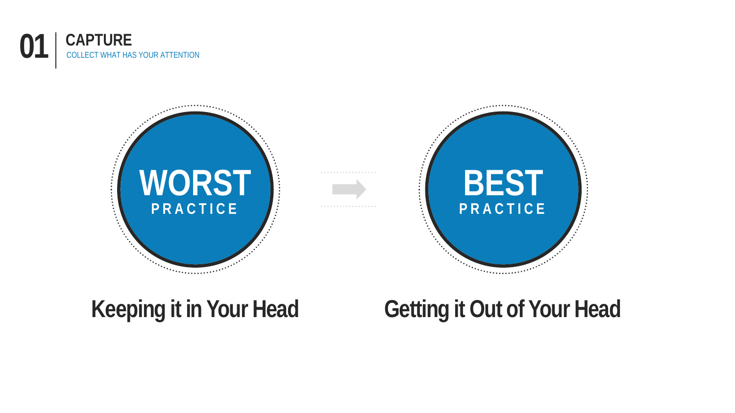# 01 CAPTURE

COLLECT WHAT HAS YOUR ATTENTION

**WORST** PRACTICE

**BEST** PRACTICE

## Keeping it in Your Head

## Getting it Out of Your Head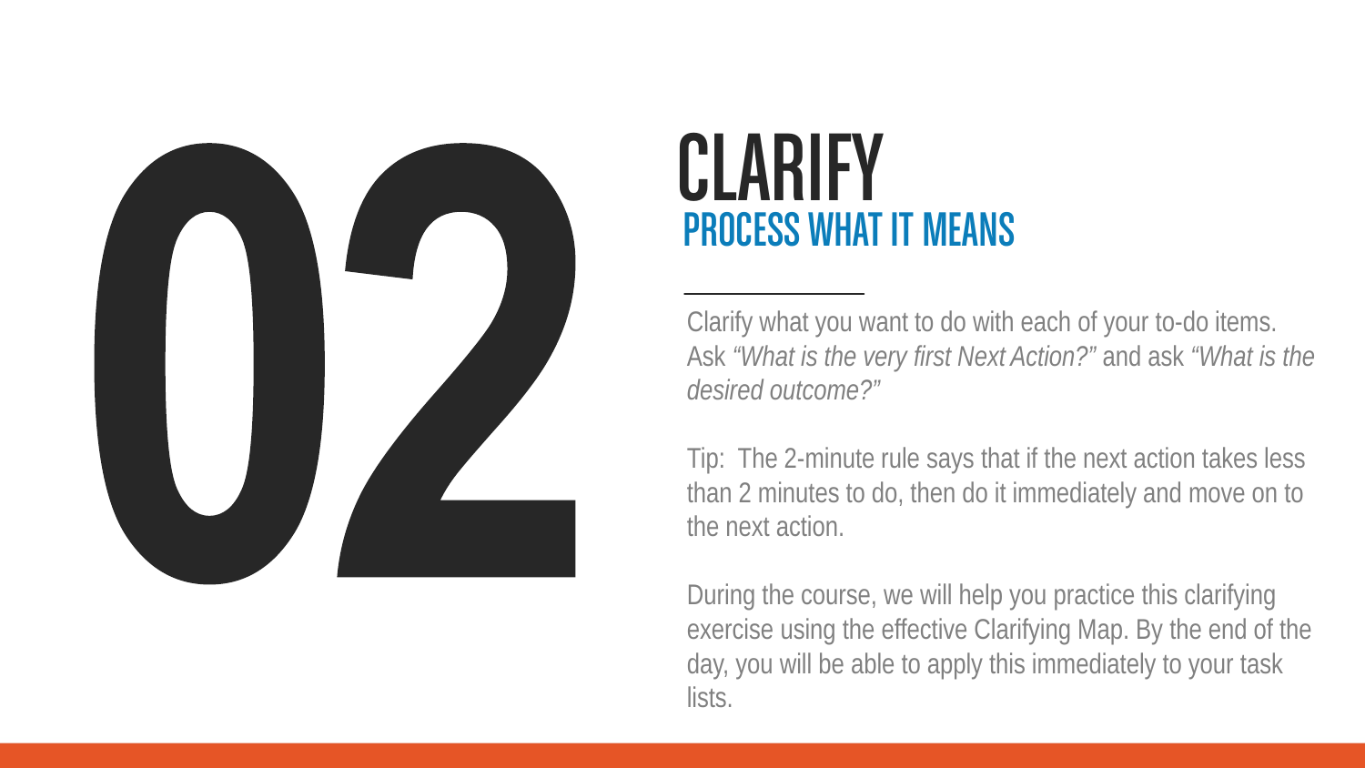# 02

## CLARIFY

### PROCESS WHAT IT MEANS

Clarify what you want to do with each of your to-do items. Ask *"What is the very first Next Action?"* and ask *"What is the desired outcome?"*

Tip: The 2-minute rule says that if the next action takes less than 2 minutes to do, then do it immediately and move on to the next action.

During the course, we will help you practice this clarifying exercise using the effective Clarifying Map. By the end of the day, you will be able to apply this immediately to your task lists.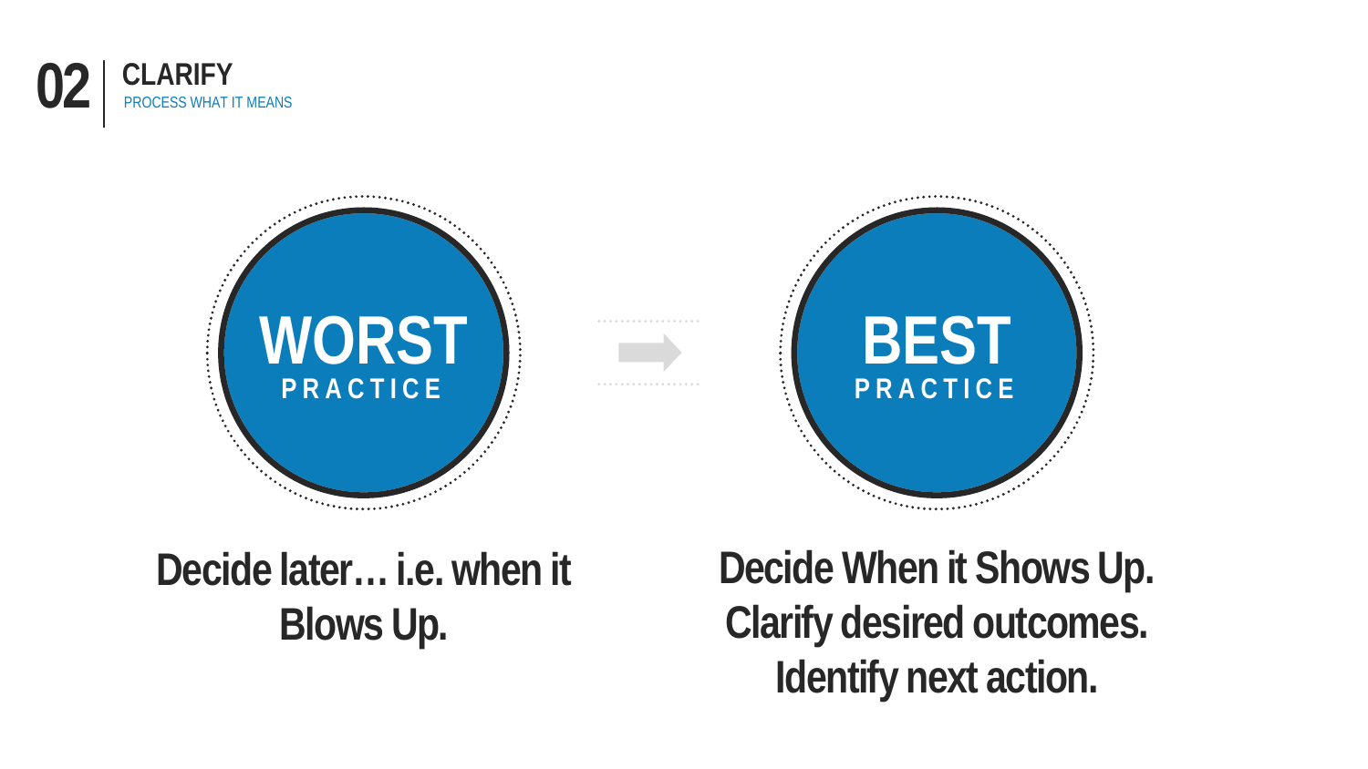# 02 CLARIFY

PROCESS WHAT IT MEANS

**WORST PRACTICE**

Decide later… i.e. when it Blows Up.

**BEST PRACTICE**

Decide When it Shows Up.
Clarify desired outcomes.
Identify next action.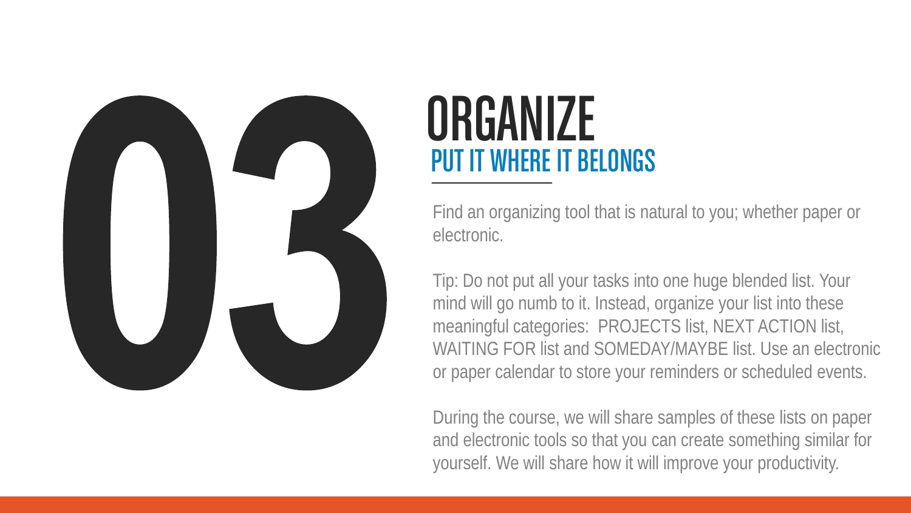# 03

# ORGANIZE

## PUT IT WHERE IT BELONGS

Find an organizing tool that is natural to you; whether paper or electronic.

Tip: Do not put all your tasks into one huge blended list. Your mind will go numb to it. Instead, organize your list into these meaningful categories: PROJECTS list, NEXT ACTION list, WAITING FOR list and SOMEDAY/MAYBE list. Use an electronic or paper calendar to store your reminders or scheduled events.

During the course, we will share samples of these lists on paper and electronic tools so that you can create something similar for yourself. We will share how it will improve your productivity.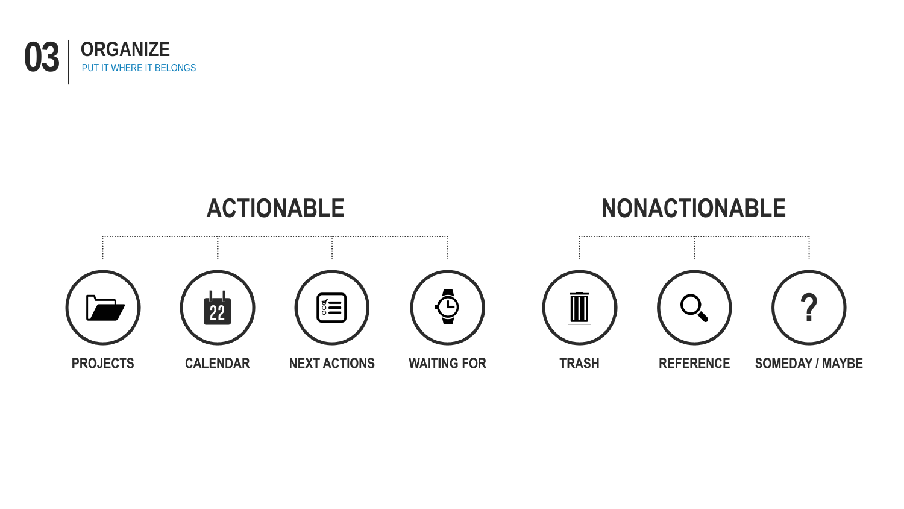# 03 ORGANIZE

PUT IT WHERE IT BELONGS

## ACTIONABLE

- PROJECTS
- CALENDAR
- NEXT ACTIONS
- WAITING FOR

## NONACTIONABLE

- TRASH
- REFERENCE
- SOMEDAY / MAYBE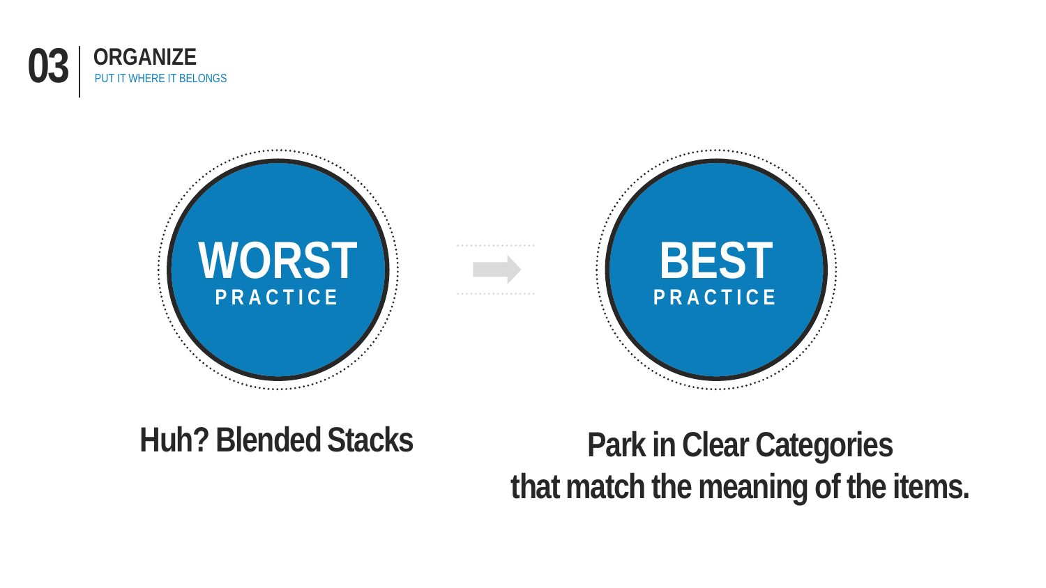# 03 ORGANIZE

PUT IT WHERE IT BELONGS

**WORST** PRACTICE

**BEST** PRACTICE

**Huh? Blended Stacks**

**Park in Clear Categories that match the meaning of the items.**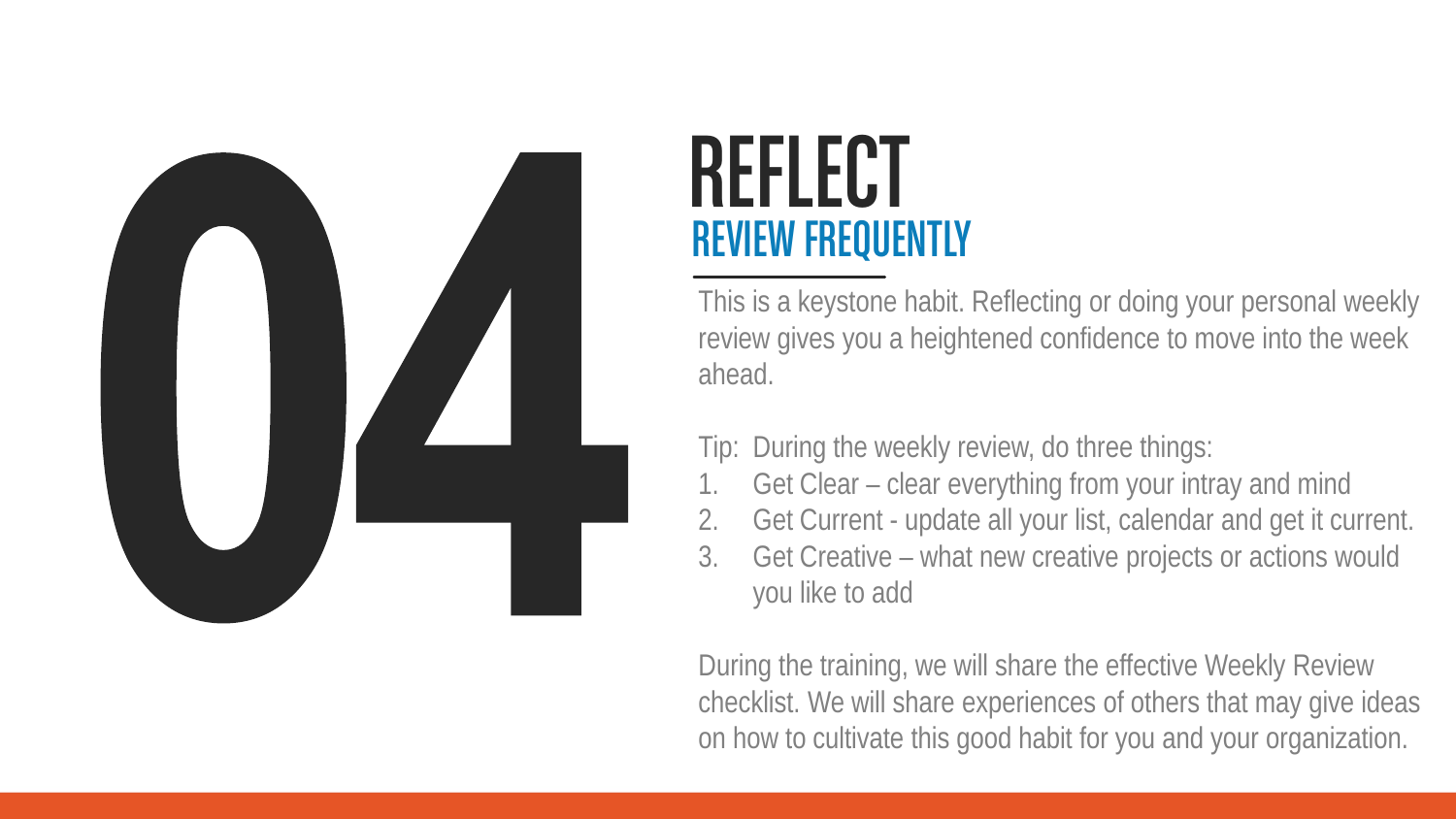# 04

## REFLECT

### REVIEW FREQUENTLY

This is a keystone habit. Reflecting or doing your personal weekly review gives you a heightened confidence to move into the week ahead.

Tip: During the weekly review, do three things:

1. Get Clear – clear everything from your intray and mind
2. Get Current - update all your list, calendar and get it current.
3. Get Creative – what new creative projects or actions would you like to add

During the training, we will share the effective Weekly Review checklist. We will share experiences of others that may give ideas on how to cultivate this good habit for you and your organization.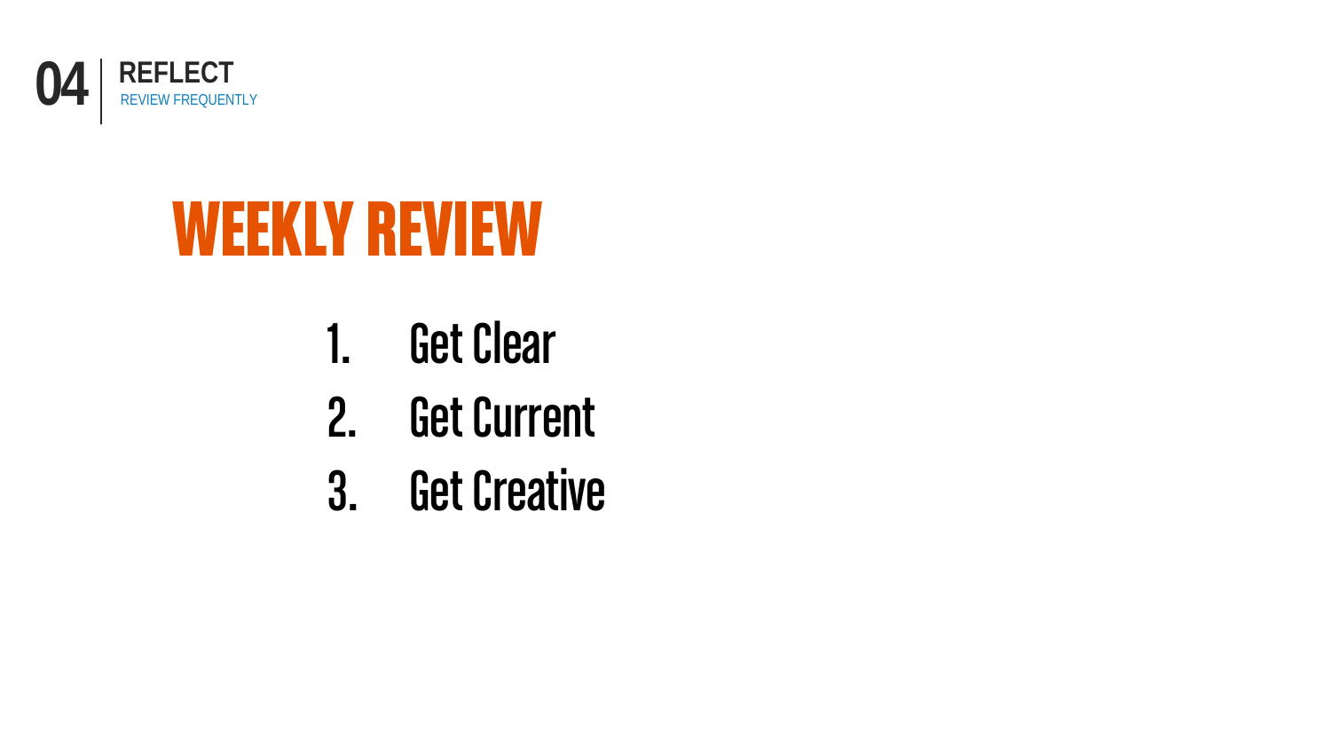04 | **REFLECT**
REVIEW FREQUENTLY

# WEEKLY REVIEW

1. Get Clear
2. Get Current
3. Get Creative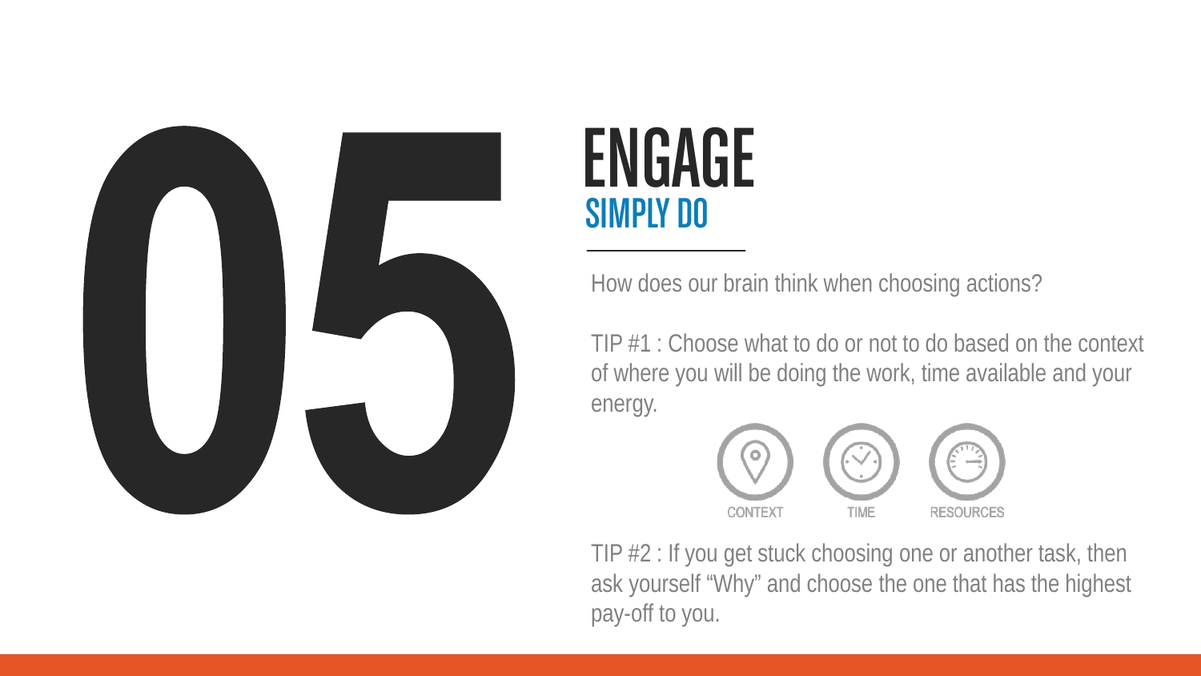# 05

## ENGAGE

### SIMPLY DO

How does our brain think when choosing actions?

TIP #1 : Choose what to do or not to do based on the context of where you will be doing the work, time available and your energy.

CONTEXT TIME RESOURCES

TIP #2 : If you get stuck choosing one or another task, then ask yourself "Why" and choose the one that has the highest pay-off to you.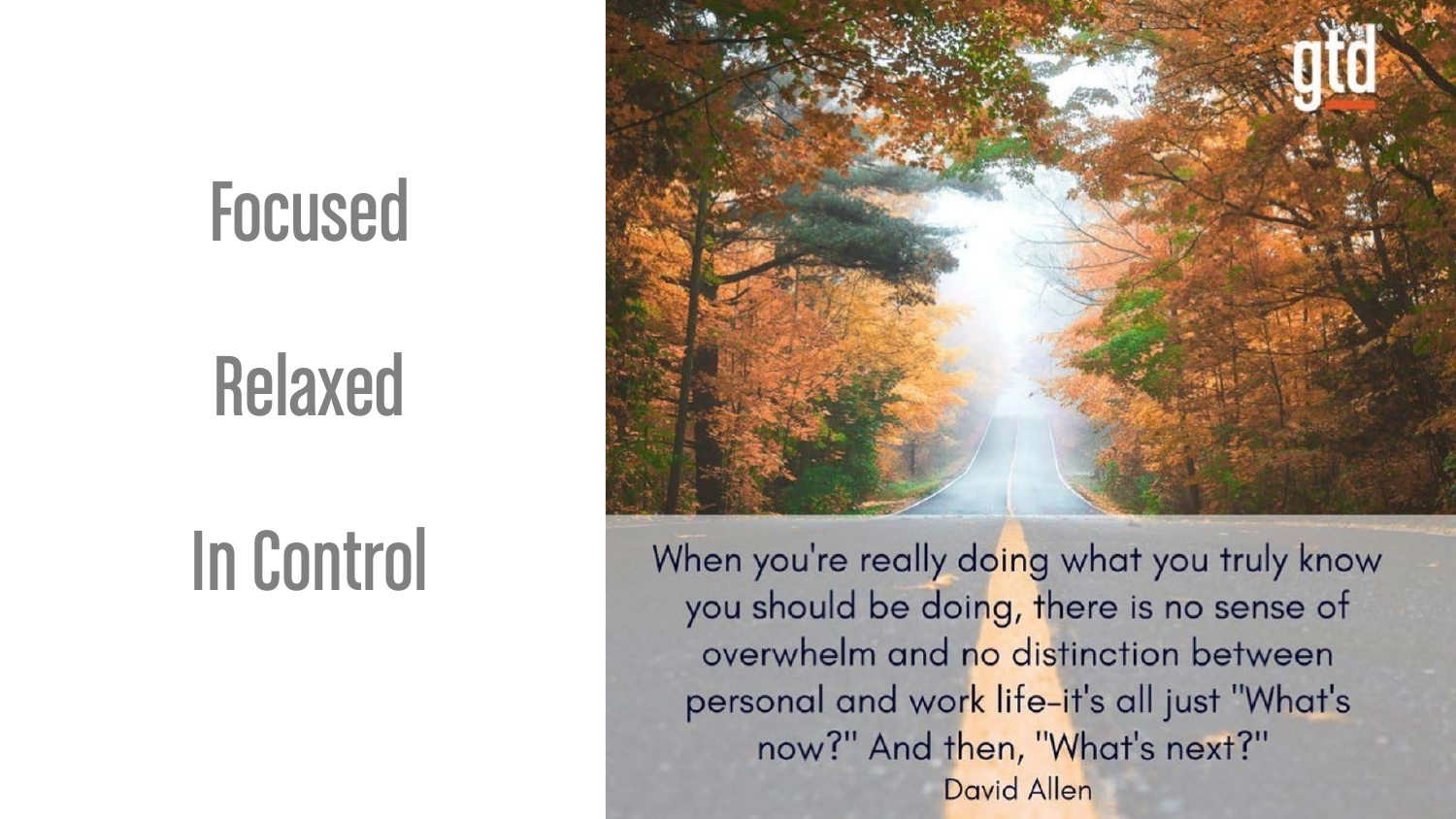# Focused

# Relaxed

# In Control

When you're really doing what you truly know you should be doing, there is no sense of overwhelm and no distinction between personal and work life–it's all just "What's now?" And then, "What's next?"

David Allen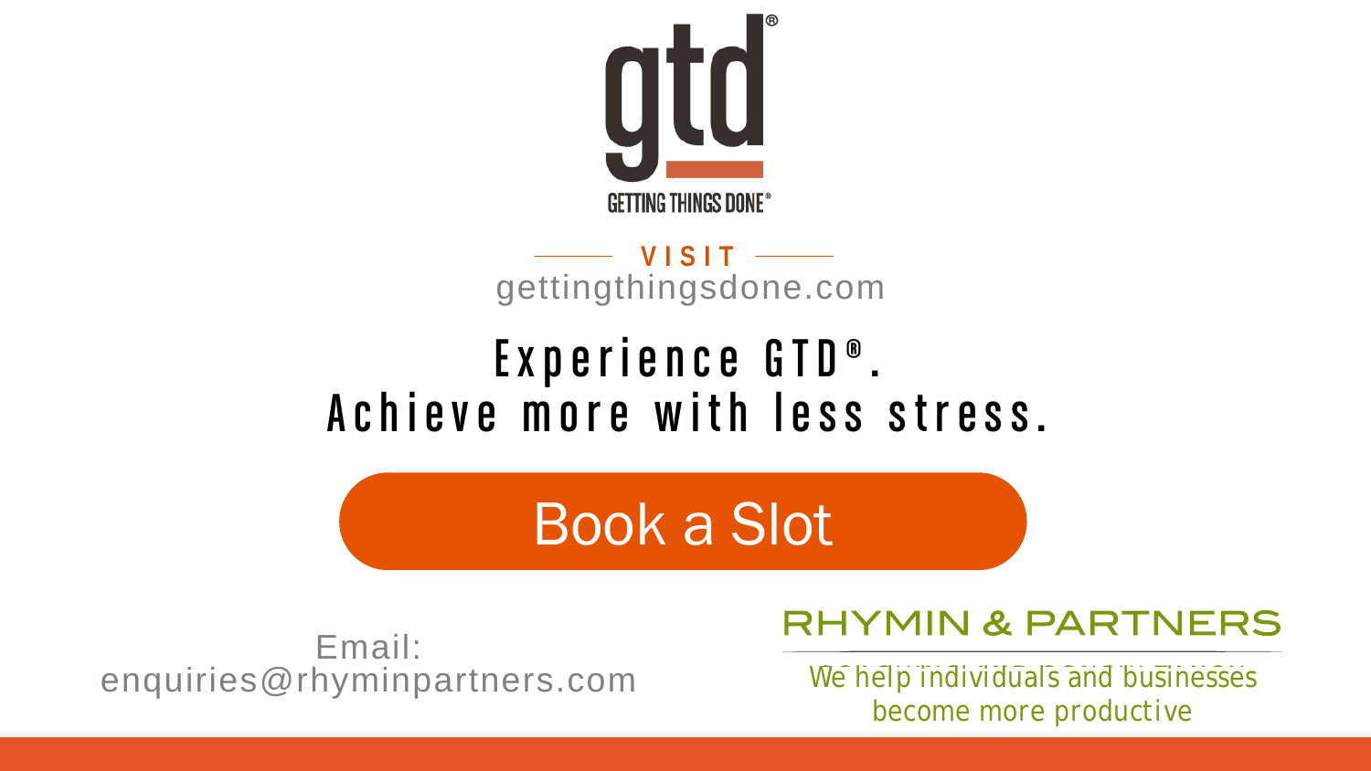gtd®

GETTING THINGS DONE®

VISIT

gettingthingsdone.com

## Experience GTD®. Achieve more with less stress.

Book a Slot

Email: enquiries@rhyminpartners.com

RHYMIN & PARTNERS

We help individuals and businesses become more productive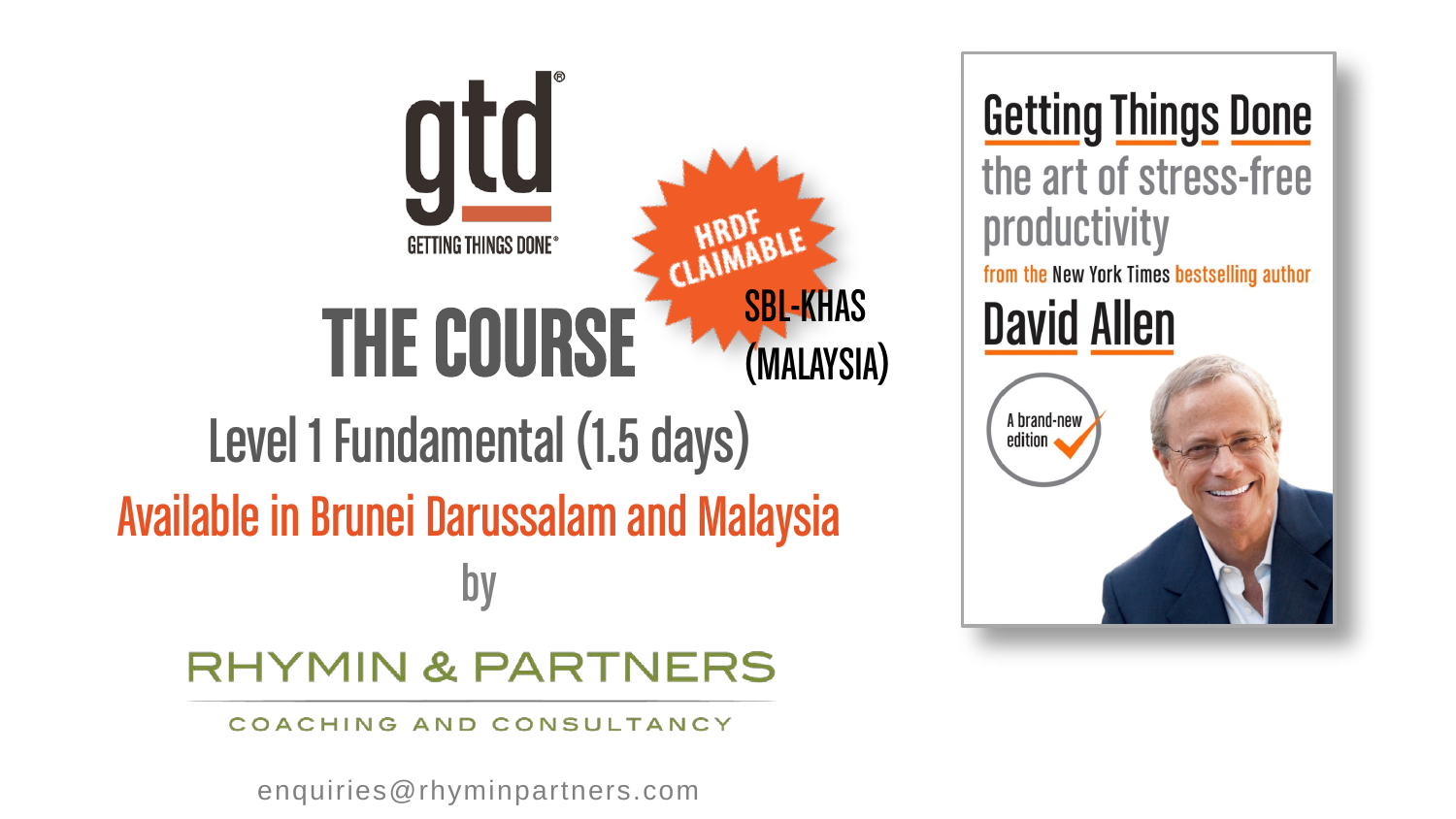gtd®

GETTING THINGS DONE®

HRDF CLAIMABLE

SBL-KHAS (MALAYSIA)

# THE COURSE

## Level 1 Fundamental (1.5 days)

## Available in Brunei Darussalam and Malaysia

by

RHYMIN & PARTNERS

COACHING AND CONSULTANCY

enquiries@rhyminpartners.com

Getting Things Done

the art of stress-free productivity

from the New York Times bestselling author

David Allen

A brand-new edition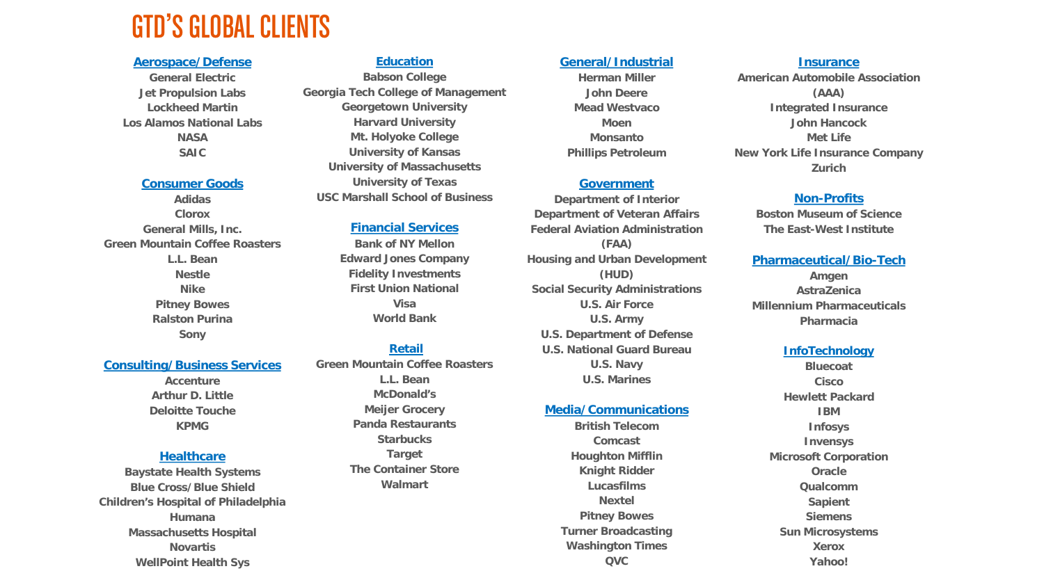# GTD'S GLOBAL CLIENTS

## Aerospace/Defense
General Electric
Jet Propulsion Labs
Lockheed Martin
Los Alamos National Labs
NASA
SAIC

## Consumer Goods
Adidas
Clorox
General Mills, Inc.
Green Mountain Coffee Roasters
L.L. Bean
Nestle
Nike
Pitney Bowes
Ralston Purina
Sony

## Consulting/Business Services
Accenture
Arthur D. Little
Deloitte Touche
KPMG

## Healthcare
Baystate Health Systems
Blue Cross/Blue Shield
Children's Hospital of Philadelphia
Humana
Massachusetts Hospital
Novartis
WellPoint Health Sys

## Education
Babson College
Georgia Tech College of Management
Georgetown University
Harvard University
Mt. Holyoke College
University of Kansas
University of Massachusetts
University of Texas
USC Marshall School of Business

## Financial Services
Bank of NY Mellon
Edward Jones Company
Fidelity Investments
First Union National
Visa
World Bank

## Retail
Green Mountain Coffee Roasters
L.L. Bean
McDonald's
Meijer Grocery
Panda Restaurants
Starbucks
Target
The Container Store
Walmart

## General/Industrial
Herman Miller
John Deere
Mead Westvaco
Moen
Monsanto
Phillips Petroleum

## Government
Department of Interior
Department of Veteran Affairs
Federal Aviation Administration (FAA)
Housing and Urban Development (HUD)
Social Security Administrations
U.S. Air Force
U.S. Army
U.S. Department of Defense
U.S. National Guard Bureau
U.S. Navy
U.S. Marines

## Media/Communications
British Telecom
Comcast
Houghton Mifflin
Knight Ridder
Lucasfilms
Nextel
Pitney Bowes
Turner Broadcasting
Washington Times
QVC

## Insurance
American Automobile Association (AAA)
Integrated Insurance
John Hancock
Met Life
New York Life Insurance Company
Zurich

## Non-Profits
Boston Museum of Science
The East-West Institute

## Pharmaceutical/Bio-Tech
Amgen
AstraZenica
Millennium Pharmaceuticals
Pharmacia

## InfoTechnology
Bluecoat
Cisco
Hewlett Packard
IBM
Infosys
Invensys
Microsoft Corporation
Oracle
Qualcomm
Sapient
Siemens
Sun Microsystems
Xerox
Yahoo!